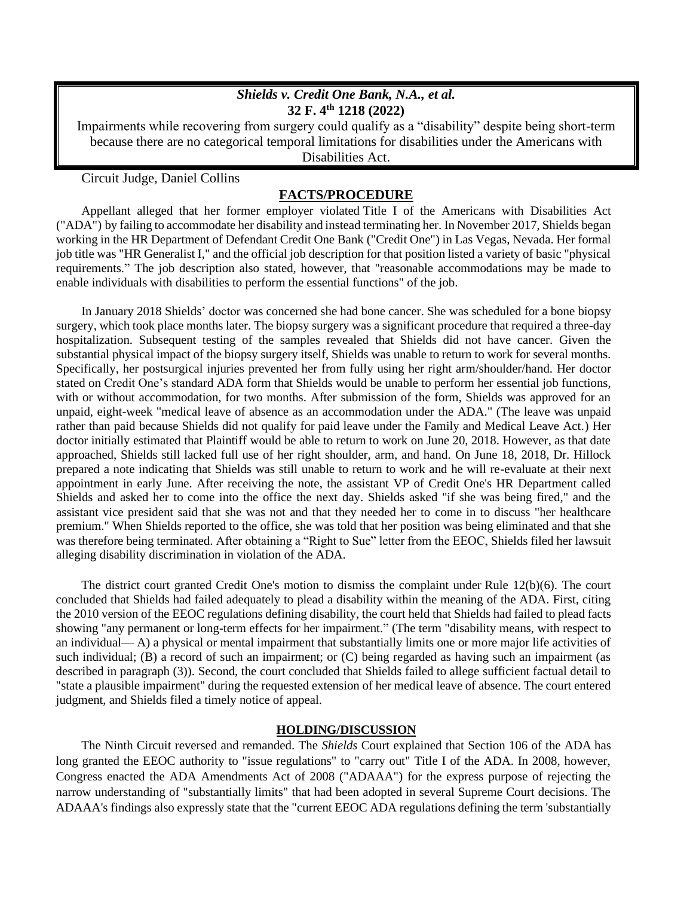***Shields v. Credit One Bank, N.A., et al.***
**32 F. 4th 1218 (2022)**

Impairments while recovering from surgery could qualify as a "disability" despite being short-term because there are no categorical temporal limitations for disabilities under the Americans with Disabilities Act.

Circuit Judge, Daniel Collins

## FACTS/PROCEDURE

Appellant alleged that her former employer violated Title I of the Americans with Disabilities Act ("ADA") by failing to accommodate her disability and instead terminating her. In November 2017, Shields began working in the HR Department of Defendant Credit One Bank ("Credit One") in Las Vegas, Nevada. Her formal job title was "HR Generalist I," and the official job description for that position listed a variety of basic "physical requirements." The job description also stated, however, that "reasonable accommodations may be made to enable individuals with disabilities to perform the essential functions" of the job.

In January 2018 Shields' doctor was concerned she had bone cancer. She was scheduled for a bone biopsy surgery, which took place months later. The biopsy surgery was a significant procedure that required a three-day hospitalization. Subsequent testing of the samples revealed that Shields did not have cancer. Given the substantial physical impact of the biopsy surgery itself, Shields was unable to return to work for several months. Specifically, her postsurgical injuries prevented her from fully using her right arm/shoulder/hand. Her doctor stated on Credit One's standard ADA form that Shields would be unable to perform her essential job functions, with or without accommodation, for two months. After submission of the form, Shields was approved for an unpaid, eight-week "medical leave of absence as an accommodation under the ADA." (The leave was unpaid rather than paid because Shields did not qualify for paid leave under the Family and Medical Leave Act.) Her doctor initially estimated that Plaintiff would be able to return to work on June 20, 2018. However, as that date approached, Shields still lacked full use of her right shoulder, arm, and hand. On June 18, 2018, Dr. Hillock prepared a note indicating that Shields was still unable to return to work and he will re-evaluate at their next appointment in early June. After receiving the note, the assistant VP of Credit One's HR Department called Shields and asked her to come into the office the next day. Shields asked "if she was being fired," and the assistant vice president said that she was not and that they needed her to come in to discuss "her healthcare premium." When Shields reported to the office, she was told that her position was being eliminated and that she was therefore being terminated. After obtaining a "Right to Sue" letter from the EEOC, Shields filed her lawsuit alleging disability discrimination in violation of the ADA.

The district court granted Credit One's motion to dismiss the complaint under Rule 12(b)(6). The court concluded that Shields had failed adequately to plead a disability within the meaning of the ADA. First, citing the 2010 version of the EEOC regulations defining disability, the court held that Shields had failed to plead facts showing "any permanent or long-term effects for her impairment." (The term "disability means, with respect to an individual— A) a physical or mental impairment that substantially limits one or more major life activities of such individual; (B) a record of such an impairment; or (C) being regarded as having such an impairment (as described in paragraph (3)). Second, the court concluded that Shields failed to allege sufficient factual detail to "state a plausible impairment" during the requested extension of her medical leave of absence. The court entered judgment, and Shields filed a timely notice of appeal.

## HOLDING/DISCUSSION

The Ninth Circuit reversed and remanded. The *Shields* Court explained that Section 106 of the ADA has long granted the EEOC authority to "issue regulations" to "carry out" Title I of the ADA. In 2008, however, Congress enacted the ADA Amendments Act of 2008 ("ADAAA") for the express purpose of rejecting the narrow understanding of "substantially limits" that had been adopted in several Supreme Court decisions. The ADAAA's findings also expressly state that the "current EEOC ADA regulations defining the term 'substantially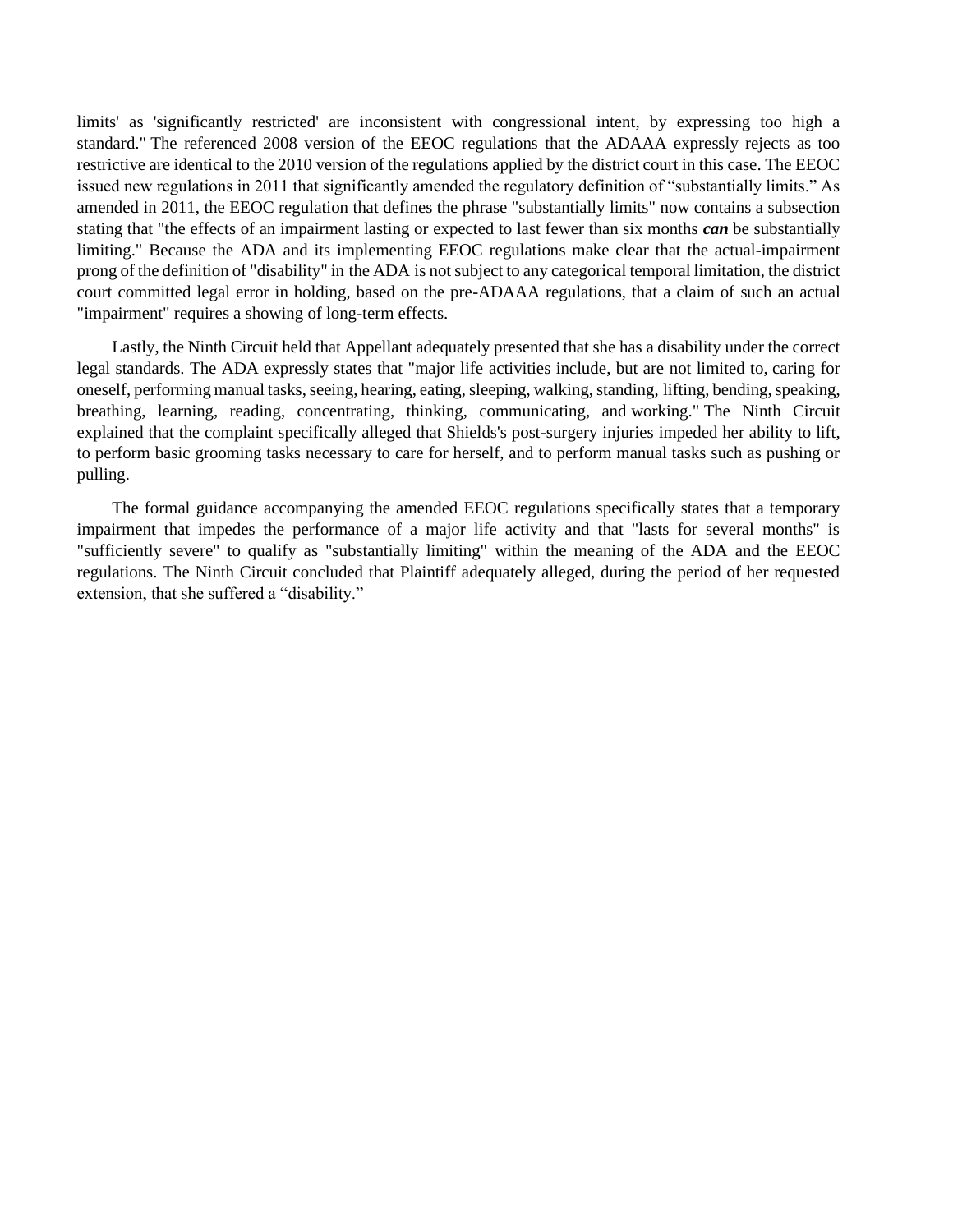limits' as 'significantly restricted' are inconsistent with congressional intent, by expressing too high a standard." The referenced 2008 version of the EEOC regulations that the ADAAA expressly rejects as too restrictive are identical to the 2010 version of the regulations applied by the district court in this case. The EEOC issued new regulations in 2011 that significantly amended the regulatory definition of "substantially limits." As amended in 2011, the EEOC regulation that defines the phrase "substantially limits" now contains a subsection stating that "the effects of an impairment lasting or expected to last fewer than six months ***can*** be substantially limiting." Because the ADA and its implementing EEOC regulations make clear that the actual-impairment prong of the definition of "disability" in the ADA is not subject to any categorical temporal limitation, the district court committed legal error in holding, based on the pre-ADAAA regulations, that a claim of such an actual "impairment" requires a showing of long-term effects.

Lastly, the Ninth Circuit held that Appellant adequately presented that she has a disability under the correct legal standards. The ADA expressly states that "major life activities include, but are not limited to, caring for oneself, performing manual tasks, seeing, hearing, eating, sleeping, walking, standing, lifting, bending, speaking, breathing, learning, reading, concentrating, thinking, communicating, and working." The Ninth Circuit explained that the complaint specifically alleged that Shields's post-surgery injuries impeded her ability to lift, to perform basic grooming tasks necessary to care for herself, and to perform manual tasks such as pushing or pulling.

The formal guidance accompanying the amended EEOC regulations specifically states that a temporary impairment that impedes the performance of a major life activity and that "lasts for several months" is "sufficiently severe" to qualify as "substantially limiting" within the meaning of the ADA and the EEOC regulations. The Ninth Circuit concluded that Plaintiff adequately alleged, during the period of her requested extension, that she suffered a "disability."